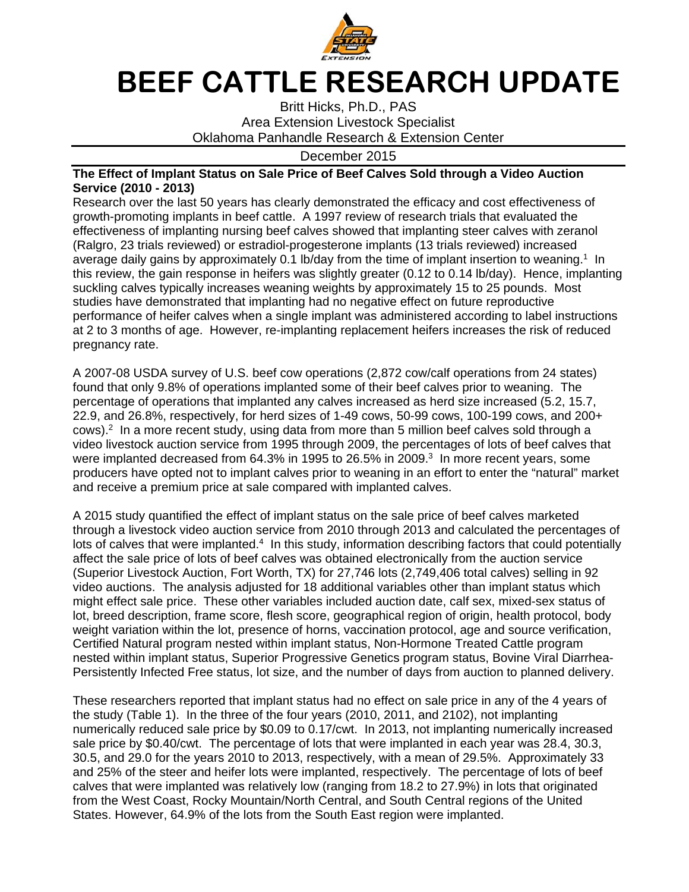# BEEF CATTLE RESEARCH UPDATE

Britt Hicks, Ph.D., PAS
Area Extension Livestock Specialist
Oklahoma Panhandle Research & Extension Center

December 2015

**The Effect of Implant Status on Sale Price of Beef Calves Sold through a Video Auction Service (2010 - 2013)**

Research over the last 50 years has clearly demonstrated the efficacy and cost effectiveness of growth-promoting implants in beef cattle. A 1997 review of research trials that evaluated the effectiveness of implanting nursing beef calves showed that implanting steer calves with zeranol (Ralgro, 23 trials reviewed) or estradiol-progesterone implants (13 trials reviewed) increased average daily gains by approximately 0.1 lb/day from the time of implant insertion to weaning.[1] In this review, the gain response in heifers was slightly greater (0.12 to 0.14 lb/day). Hence, implanting suckling calves typically increases weaning weights by approximately 15 to 25 pounds. Most studies have demonstrated that implanting had no negative effect on future reproductive performance of heifer calves when a single implant was administered according to label instructions at 2 to 3 months of age. However, re-implanting replacement heifers increases the risk of reduced pregnancy rate.

A 2007-08 USDA survey of U.S. beef cow operations (2,872 cow/calf operations from 24 states) found that only 9.8% of operations implanted some of their beef calves prior to weaning. The percentage of operations that implanted any calves increased as herd size increased (5.2, 15.7, 22.9, and 26.8%, respectively, for herd sizes of 1-49 cows, 50-99 cows, 100-199 cows, and 200+ cows).[2] In a more recent study, using data from more than 5 million beef calves sold through a video livestock auction service from 1995 through 2009, the percentages of lots of beef calves that were implanted decreased from 64.3% in 1995 to 26.5% in 2009.[3] In more recent years, some producers have opted not to implant calves prior to weaning in an effort to enter the "natural" market and receive a premium price at sale compared with implanted calves.

A 2015 study quantified the effect of implant status on the sale price of beef calves marketed through a livestock video auction service from 2010 through 2013 and calculated the percentages of lots of calves that were implanted.[4] In this study, information describing factors that could potentially affect the sale price of lots of beef calves was obtained electronically from the auction service (Superior Livestock Auction, Fort Worth, TX) for 27,746 lots (2,749,406 total calves) selling in 92 video auctions. The analysis adjusted for 18 additional variables other than implant status which might effect sale price. These other variables included auction date, calf sex, mixed-sex status of lot, breed description, frame score, flesh score, geographical region of origin, health protocol, body weight variation within the lot, presence of horns, vaccination protocol, age and source verification, Certified Natural program nested within implant status, Non-Hormone Treated Cattle program nested within implant status, Superior Progressive Genetics program status, Bovine Viral Diarrhea-Persistently Infected Free status, lot size, and the number of days from auction to planned delivery.

These researchers reported that implant status had no effect on sale price in any of the 4 years of the study (Table 1). In the three of the four years (2010, 2011, and 2102), not implanting numerically reduced sale price by $0.09 to 0.17/cwt. In 2013, not implanting numerically increased sale price by $0.40/cwt. The percentage of lots that were implanted in each year was 28.4, 30.3, 30.5, and 29.0 for the years 2010 to 2013, respectively, with a mean of 29.5%. Approximately 33 and 25% of the steer and heifer lots were implanted, respectively. The percentage of lots of beef calves that were implanted was relatively low (ranging from 18.2 to 27.9%) in lots that originated from the West Coast, Rocky Mountain/North Central, and South Central regions of the United States. However, 64.9% of the lots from the South East region were implanted.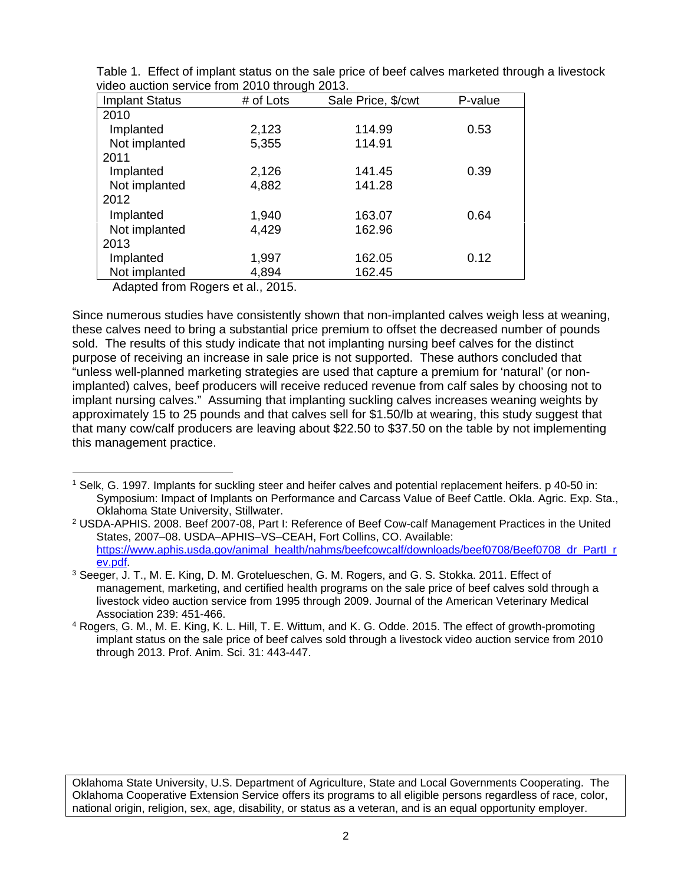Table 1. Effect of implant status on the sale price of beef calves marketed through a livestock video auction service from 2010 through 2013.

| Implant Status | # of Lots | Sale Price, $/cwt | P-value |
|---|---|---|---|
| 2010 | | | |
| Implanted | 2,123 | 114.99 | 0.53 |
| Not implanted | 5,355 | 114.91 | |
| 2011 | | | |
| Implanted | 2,126 | 141.45 | 0.39 |
| Not implanted | 4,882 | 141.28 | |
| 2012 | | | |
| Implanted | 1,940 | 163.07 | 0.64 |
| Not implanted | 4,429 | 162.96 | |
| 2013 | | | |
| Implanted | 1,997 | 162.05 | 0.12 |
| Not implanted | 4,894 | 162.45 | |

Adapted from Rogers et al., 2015.

Since numerous studies have consistently shown that non-implanted calves weigh less at weaning, these calves need to bring a substantial price premium to offset the decreased number of pounds sold. The results of this study indicate that not implanting nursing beef calves for the distinct purpose of receiving an increase in sale price is not supported. These authors concluded that "unless well-planned marketing strategies are used that capture a premium for 'natural' (or non-implanted) calves, beef producers will receive reduced revenue from calf sales by choosing not to implant nursing calves." Assuming that implanting suckling calves increases weaning weights by approximately 15 to 25 pounds and that calves sell for $1.50/lb at wearing, this study suggest that that many cow/calf producers are leaving about $22.50 to $37.50 on the table by not implementing this management practice.

---

[1] Selk, G. 1997. Implants for suckling steer and heifer calves and potential replacement heifers. p 40-50 in: Symposium: Impact of Implants on Performance and Carcass Value of Beef Cattle. Okla. Agric. Exp. Sta., Oklahoma State University, Stillwater.

[2] USDA-APHIS. 2008. Beef 2007-08, Part I: Reference of Beef Cow-calf Management Practices in the United States, 2007–08. USDA–APHIS–VS–CEAH, Fort Collins, CO. Available: https://www.aphis.usda.gov/animal_health/nahms/beefcowcalf/downloads/beef0708/Beef0708_dr_PartI_rev.pdf.

[3] Seeger, J. T., M. E. King, D. M. Grotelueschen, G. M. Rogers, and G. S. Stokka. 2011. Effect of management, marketing, and certified health programs on the sale price of beef calves sold through a livestock video auction service from 1995 through 2009. Journal of the American Veterinary Medical Association 239: 451-466.

[4] Rogers, G. M., M. E. King, K. L. Hill, T. E. Wittum, and K. G. Odde. 2015. The effect of growth-promoting implant status on the sale price of beef calves sold through a livestock video auction service from 2010 through 2013. Prof. Anim. Sci. 31: 443-447.

Oklahoma State University, U.S. Department of Agriculture, State and Local Governments Cooperating. The Oklahoma Cooperative Extension Service offers its programs to all eligible persons regardless of race, color, national origin, religion, sex, age, disability, or status as a veteran, and is an equal opportunity employer.